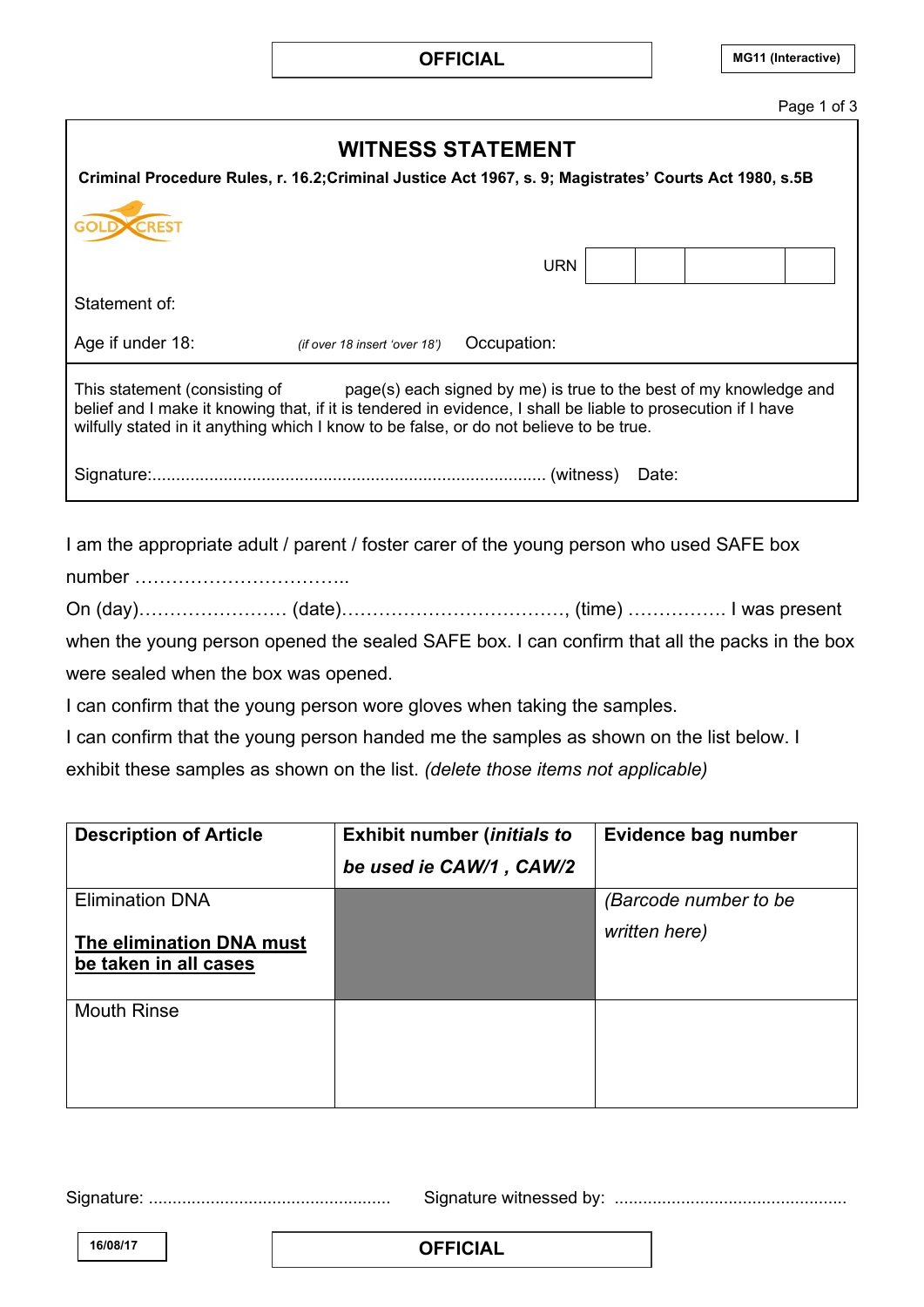OFFICIAL

MG11 (Interactive)

# WITNESS STATEMENT

**Criminal Procedure Rules, r. 16.2;Criminal Justice Act 1967, s. 9; Magistrates' Courts Act 1980, s.5B**

GOLDCREST

URN | | | | |

Statement of:

Age if under 18: *(if over 18 insert 'over 18')* Occupation:

This statement (consisting of page(s) each signed by me) is true to the best of my knowledge and belief and I make it knowing that, if it is tendered in evidence, I shall be liable to prosecution if I have wilfully stated in it anything which I know to be false, or do not believe to be true.

Signature:.................................................................................. (witness) Date:

I am the appropriate adult / parent / foster carer of the young person who used SAFE box number ……………………………..

On (day)…………………… (date)………………………………, (time) ……………. I was present when the young person opened the sealed SAFE box. I can confirm that all the packs in the box were sealed when the box was opened.

I can confirm that the young person wore gloves when taking the samples.

I can confirm that the young person handed me the samples as shown on the list below. I exhibit these samples as shown on the list. *(delete those items not applicable)*

| **Description of Article** | **Exhibit number (*initials to be used ie CAW/1 , CAW/2*** | **Evidence bag number** |
|---|---|---|
| Elimination DNA<br><br>**<u>The elimination DNA must be taken in all cases</u>** | | *(Barcode number to be written here)* |
| Mouth Rinse | | |

Signature: .................................................. Signature witnessed by: ................................................

16/08/17

OFFICIAL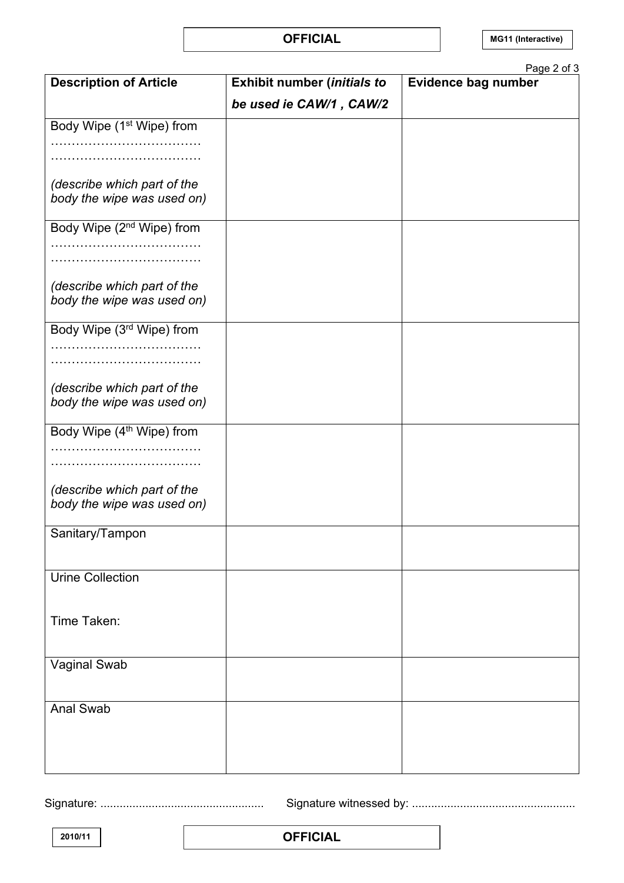| Description of Article | Exhibit number (*initials to be used ie CAW/1 , CAW/2* | Evidence bag number |
|---|---|---|
| Body Wipe (1st Wipe) from ……………………………… ……………………………… *(describe which part of the body the wipe was used on)* | | |
| Body Wipe (2nd Wipe) from ……………………………… ……………………………… *(describe which part of the body the wipe was used on)* | | |
| Body Wipe (3rd Wipe) from ……………………………… ……………………………… *(describe which part of the body the wipe was used on)* | | |
| Body Wipe (4th Wipe) from ……………………………… ……………………………… *(describe which part of the body the wipe was used on)* | | |
| Sanitary/Tampon | | |
| Urine Collection<br><br>Time Taken: | | |
| Vaginal Swab | | |
| Anal Swab | | |

Signature: .................................................. Signature witnessed by: ..................................................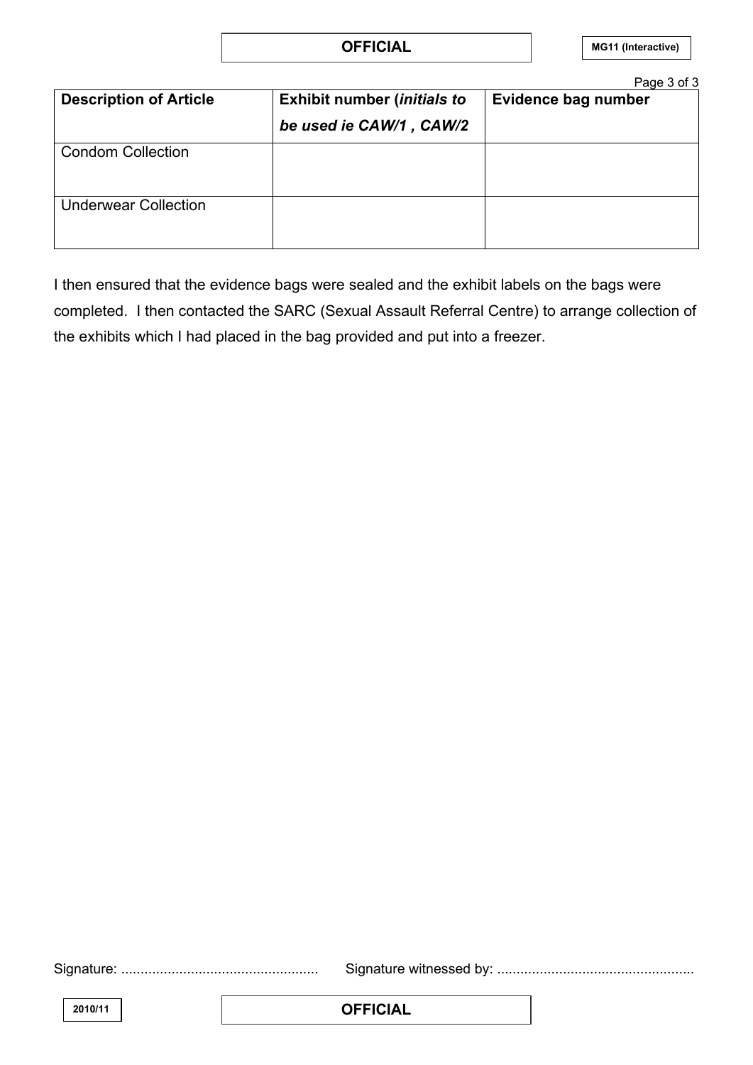| Description of Article | Exhibit number (*initials to be used ie CAW/1 , CAW/2*) | Evidence bag number |
|---|---|---|
| Condom Collection | | |
| Underwear Collection | | |

I then ensured that the evidence bags were sealed and the exhibit labels on the bags were completed. I then contacted the SARC (Sexual Assault Referral Centre) to arrange collection of the exhibits which I had placed in the bag provided and put into a freezer.

Signature: ................................................... Signature witnessed by: ...................................................